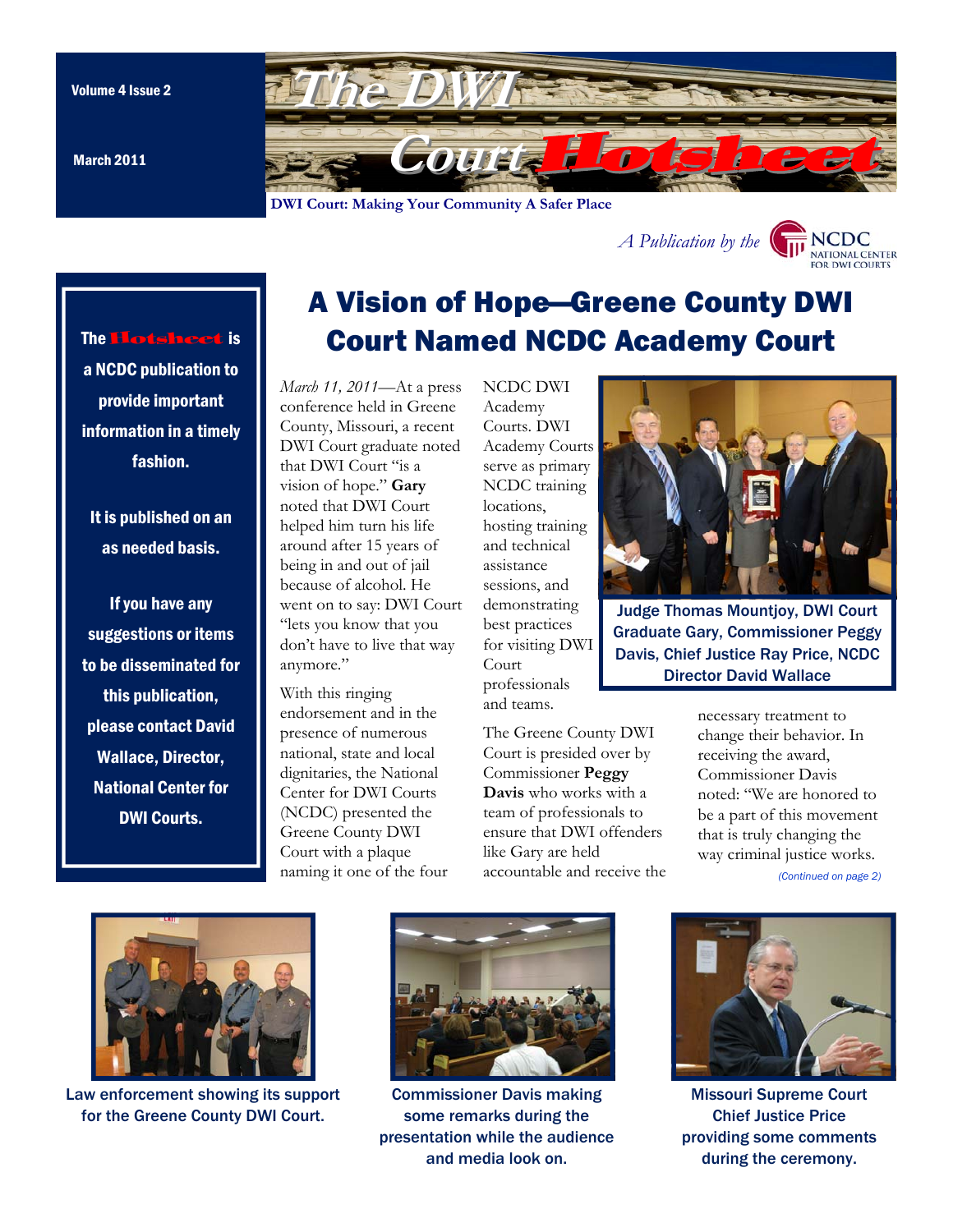Volume 4 Issue 2

March 2011

# The DWI Court Hotsheet

**DWI Court: Making Your Community A Safer Place**

*A Publication by the* NCDC NATIONAL CENTER FOR DWI COURTS

**The Hotsheet is a NCDC publication to provide important information in a timely fashion.**

**It is published on an as needed basis.**

**If you have any suggestions or items to be disseminated for this publication, please contact David Wallace, Director, National Center for DWI Courts.**

## A Vision of Hope—Greene County DWI Court Named NCDC Academy Court

*March 11, 2011*—At a press conference held in Greene County, Missouri, a recent DWI Court graduate noted that DWI Court "is a vision of hope." **Gary** noted that DWI Court helped him turn his life around after 15 years of being in and out of jail because of alcohol. He went on to say: DWI Court "lets you know that you don't have to live that way anymore."

With this ringing endorsement and in the presence of numerous national, state and local dignitaries, the National Center for DWI Courts (NCDC) presented the Greene County DWI Court with a plaque naming it one of the four NCDC DWI Academy Courts. DWI Academy Courts serve as primary NCDC training locations, hosting training and technical assistance sessions, and demonstrating best practices for visiting DWI Court professionals and teams.

The Greene County DWI Court is presided over by Commissioner **Peggy Davis** who works with a team of professionals to ensure that DWI offenders like Gary are held accountable and receive the necessary treatment to change their behavior. In receiving the award, Commissioner Davis noted: "We are honored to be a part of this movement that is truly changing the way criminal justice works.

*(Continued on page 2)*

Judge Thomas Mountjoy, DWI Court Graduate Gary, Commissioner Peggy Davis, Chief Justice Ray Price, NCDC Director David Wallace

Law enforcement showing its support for the Greene County DWI Court.

Commissioner Davis making some remarks during the presentation while the audience and media look on.

Missouri Supreme Court Chief Justice Price providing some comments during the ceremony.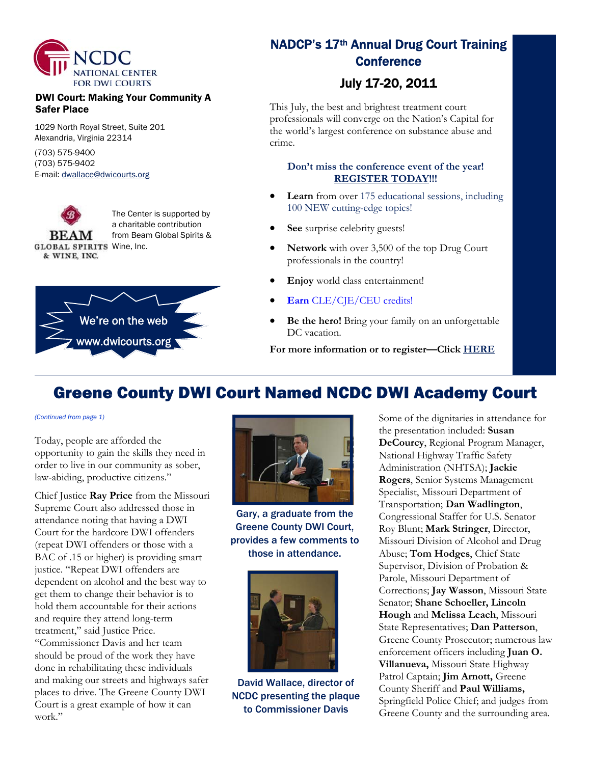NCDC
NATIONAL CENTER
FOR DWI COURTS

**DWI Court: Making Your Community A Safer Place**

1029 North Royal Street, Suite 201
Alexandria, Virginia 22314

(703) 575-9400
(703) 575-9402
E-mail: dwallace@dwicourts.org

BEAM GLOBAL SPIRITS & WINE, INC.

The Center is supported by a charitable contribution from Beam Global Spirits & Wine, Inc.

We're on the web
www.dwicourts.org

## NADCP's 17th Annual Drug Court Training Conference

## July 17-20, 2011

This July, the best and brightest treatment court professionals will converge on the Nation's Capital for the world's largest conference on substance abuse and crime.

**Don't miss the conference event of the year! REGISTER TODAY!!!**

- **Learn** from over 175 educational sessions, including 100 NEW cutting-edge topics!
- **See** surprise celebrity guests!
- **Network** with over 3,500 of the top Drug Court professionals in the country!
- **Enjoy** world class entertainment!
- **Earn** CLE/CJE/CEU credits!
- **Be the hero!** Bring your family on an unforgettable DC vacation.

**For more information or to register—Click HERE**

# Greene County DWI Court Named NCDC DWI Academy Court

*(Continued from page 1)*

Today, people are afforded the opportunity to gain the skills they need in order to live in our community as sober, law-abiding, productive citizens."

Chief Justice **Ray Price** from the Missouri Supreme Court also addressed those in attendance noting that having a DWI Court for the hardcore DWI offenders (repeat DWI offenders or those with a BAC of .15 or higher) is providing smart justice. "Repeat DWI offenders are dependent on alcohol and the best way to get them to change their behavior is to hold them accountable for their actions and require they attend long-term treatment," said Justice Price. "Commissioner Davis and her team should be proud of the work they have done in rehabilitating these individuals and making our streets and highways safer places to drive. The Greene County DWI Court is a great example of how it can work."

Gary, a graduate from the Greene County DWI Court, provides a few comments to those in attendance.

David Wallace, director of NCDC presenting the plaque to Commissioner Davis

Some of the dignitaries in attendance for the presentation included: **Susan DeCourcy**, Regional Program Manager, National Highway Traffic Safety Administration (NHTSA); **Jackie Rogers**, Senior Systems Management Specialist, Missouri Department of Transportation; **Dan Wadlington**, Congressional Staffer for U.S. Senator Roy Blunt; **Mark Stringer**, Director, Missouri Division of Alcohol and Drug Abuse; **Tom Hodges**, Chief State Supervisor, Division of Probation & Parole, Missouri Department of Corrections; **Jay Wasson**, Missouri State Senator; **Shane Schoeller, Lincoln Hough** and **Melissa Leach**, Missouri State Representatives; **Dan Patterson**, Greene County Prosecutor; numerous law enforcement officers including **Juan O. Villanueva,** Missouri State Highway Patrol Captain; **Jim Arnott,** Greene County Sheriff and **Paul Williams,** Springfield Police Chief; and judges from Greene County and the surrounding area.